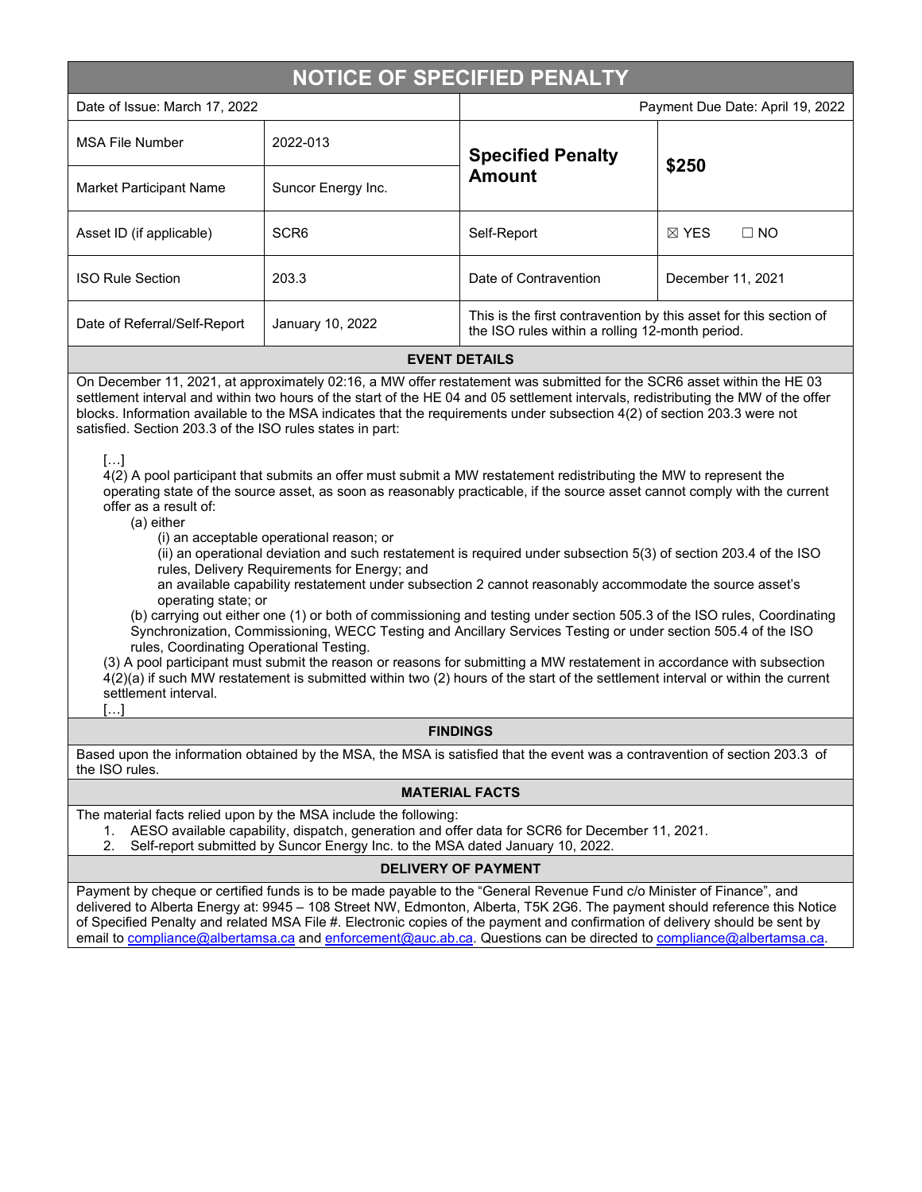# NOTICE OF SPECIFIED PENALTY

| Date of Issue: March 17, 2022 | | Payment Due Date: April 19, 2022 | |
|---|---|---|---|
| MSA File Number | 2022-013 | **Specified Penalty Amount** | **$250** |
| Market Participant Name | Suncor Energy Inc. | | |
| Asset ID (if applicable) | SCR6 | Self-Report | ☒ YES ☐ NO |
| ISO Rule Section | 203.3 | Date of Contravention | December 11, 2021 |
| Date of Referral/Self-Report | January 10, 2022 | This is the first contravention by this asset for this section of the ISO rules within a rolling 12-month period. | |

## EVENT DETAILS

On December 11, 2021, at approximately 02:16, a MW offer restatement was submitted for the SCR6 asset within the HE 03 settlement interval and within two hours of the start of the HE 04 and 05 settlement intervals, redistributing the MW of the offer blocks. Information available to the MSA indicates that the requirements under subsection 4(2) of section 203.3 were not satisfied. Section 203.3 of the ISO rules states in part:

> […]
>
> 4(2) A pool participant that submits an offer must submit a MW restatement redistributing the MW to represent the operating state of the source asset, as soon as reasonably practicable, if the source asset cannot comply with the current offer as a result of:
>
> (a) either
>
> (i) an acceptable operational reason; or
>
> (ii) an operational deviation and such restatement is required under subsection 5(3) of section 203.4 of the ISO rules, Delivery Requirements for Energy; and
>
> an available capability restatement under subsection 2 cannot reasonably accommodate the source asset's operating state; or
>
> (b) carrying out either one (1) or both of commissioning and testing under section 505.3 of the ISO rules, Coordinating Synchronization, Commissioning, WECC Testing and Ancillary Services Testing or under section 505.4 of the ISO rules, Coordinating Operational Testing.
>
> (3) A pool participant must submit the reason or reasons for submitting a MW restatement in accordance with subsection 4(2)(a) if such MW restatement is submitted within two (2) hours of the start of the settlement interval or within the current settlement interval.
>
> […]

## FINDINGS

Based upon the information obtained by the MSA, the MSA is satisfied that the event was a contravention of section 203.3 of the ISO rules.

## MATERIAL FACTS

The material facts relied upon by the MSA include the following:

1. AESO available capability, dispatch, generation and offer data for SCR6 for December 11, 2021.
2. Self-report submitted by Suncor Energy Inc. to the MSA dated January 10, 2022.

## DELIVERY OF PAYMENT

Payment by cheque or certified funds is to be made payable to the "General Revenue Fund c/o Minister of Finance", and delivered to Alberta Energy at: 9945 – 108 Street NW, Edmonton, Alberta, T5K 2G6. The payment should reference this Notice of Specified Penalty and related MSA File #. Electronic copies of the payment and confirmation of delivery should be sent by email to compliance@albertamsa.ca and enforcement@auc.ab.ca. Questions can be directed to compliance@albertamsa.ca.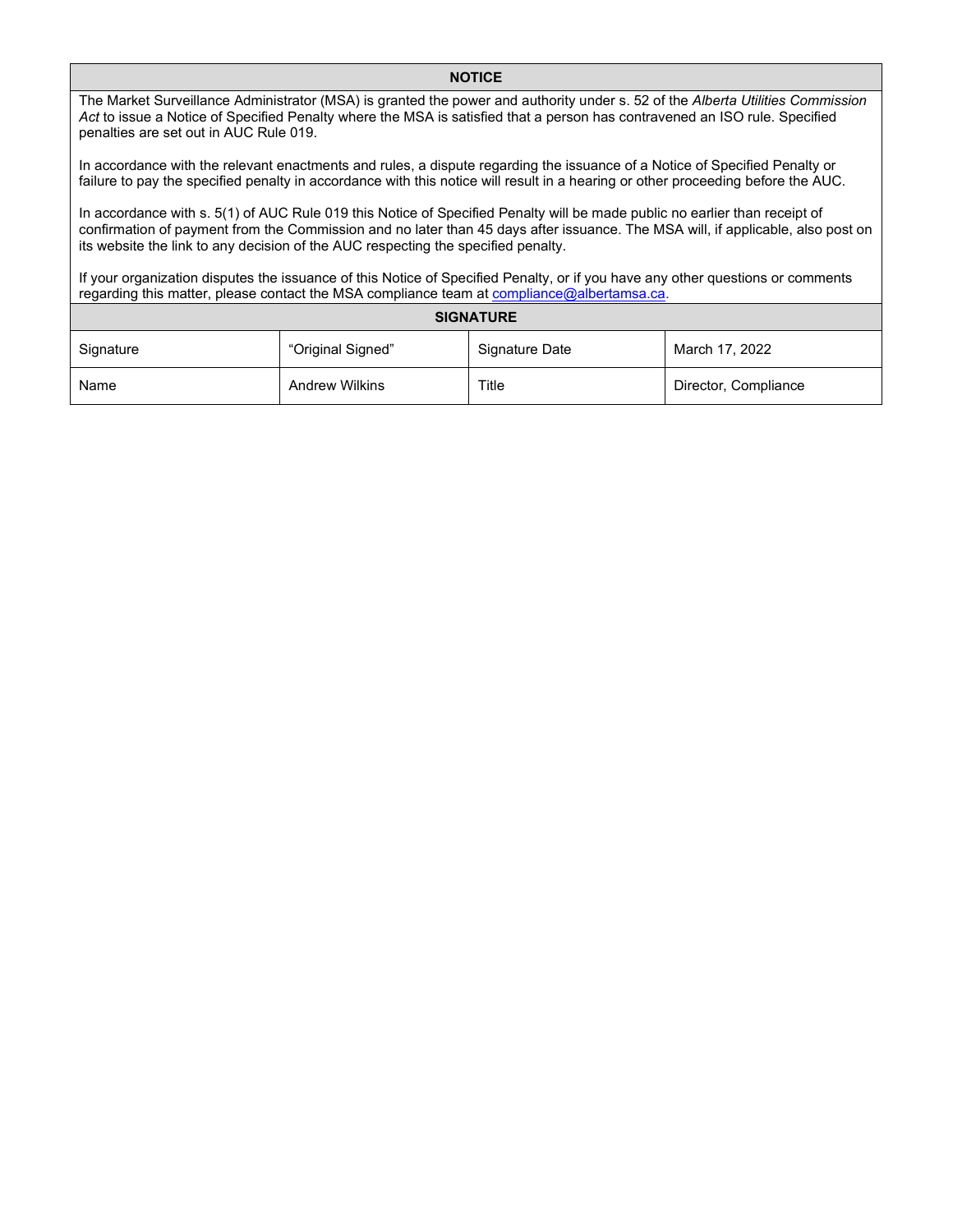| NOTICE |
| --- |
| The Market Surveillance Administrator (MSA) is granted the power and authority under s. 52 of the *Alberta Utilities Commission Act* to issue a Notice of Specified Penalty where the MSA is satisfied that a person has contravened an ISO rule. Specified penalties are set out in AUC Rule 019.<br><br>In accordance with the relevant enactments and rules, a dispute regarding the issuance of a Notice of Specified Penalty or failure to pay the specified penalty in accordance with this notice will result in a hearing or other proceeding before the AUC.<br><br>In accordance with s. 5(1) of AUC Rule 019 this Notice of Specified Penalty will be made public no earlier than receipt of confirmation of payment from the Commission and no later than 45 days after issuance. The MSA will, if applicable, also post on its website the link to any decision of the AUC respecting the specified penalty.<br><br>If your organization disputes the issuance of this Notice of Specified Penalty, or if you have any other questions or comments regarding this matter, please contact the MSA compliance team at compliance@albertamsa.ca. |

| SIGNATURE | | | |
| --- | --- | --- | --- |
| Signature | "Original Signed" | Signature Date | March 17, 2022 |
| Name | Andrew Wilkins | Title | Director, Compliance |